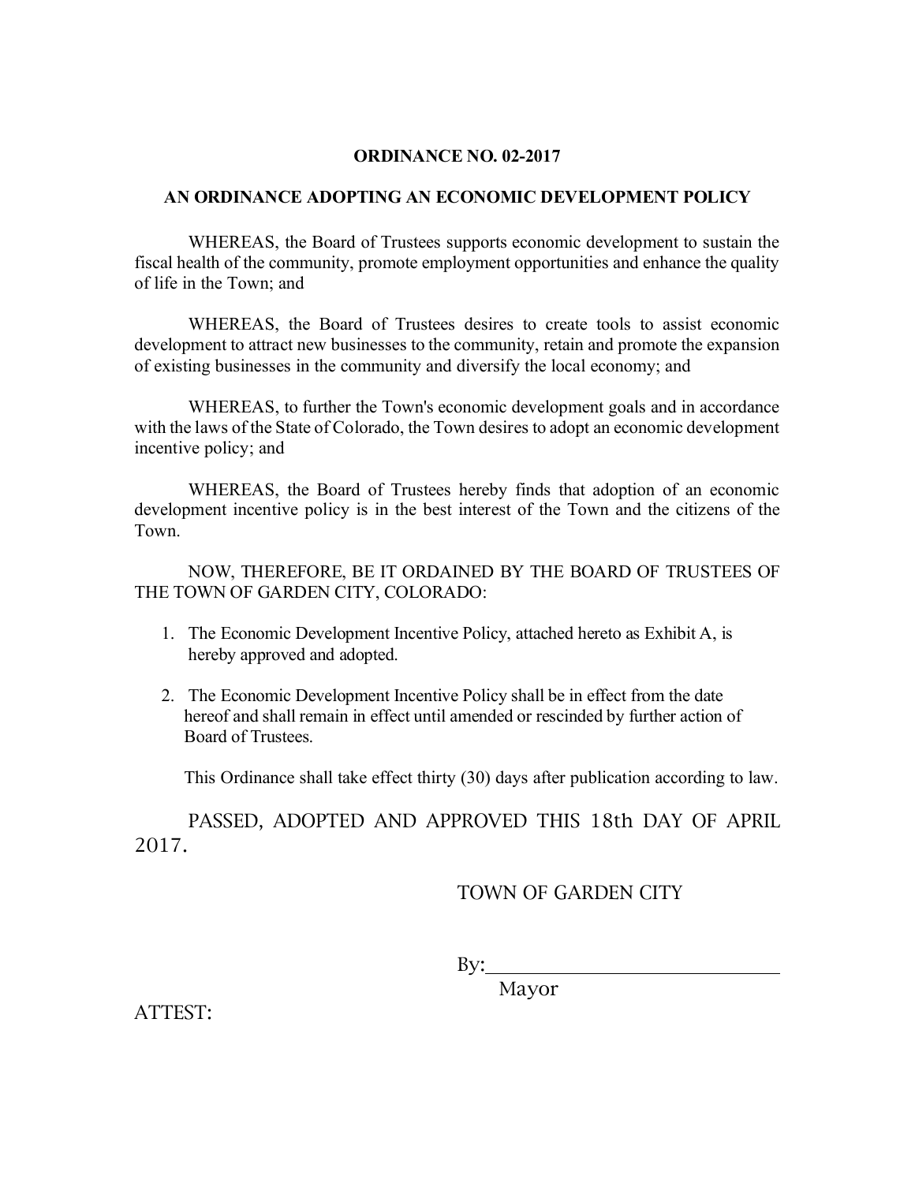**ORDINANCE NO. 02-2017**

**AN ORDINANCE ADOPTING AN ECONOMIC DEVELOPMENT POLICY**

WHEREAS, the Board of Trustees supports economic development to sustain the fiscal health of the community, promote employment opportunities and enhance the quality of life in the Town; and

WHEREAS, the Board of Trustees desires to create tools to assist economic development to attract new businesses to the community, retain and promote the expansion of existing businesses in the community and diversify the local economy; and

WHEREAS, to further the Town's economic development goals and in accordance with the laws of the State of Colorado, the Town desires to adopt an economic development incentive policy; and

WHEREAS, the Board of Trustees hereby finds that adoption of an economic development incentive policy is in the best interest of the Town and the citizens of the Town.

NOW, THEREFORE, BE IT ORDAINED BY THE BOARD OF TRUSTEES OF THE TOWN OF GARDEN CITY, COLORADO:

1. The Economic Development Incentive Policy, attached hereto as Exhibit A, is hereby approved and adopted.
2. The Economic Development Incentive Policy shall be in effect from the date hereof and shall remain in effect until amended or rescinded by further action of Board of Trustees.

This Ordinance shall take effect thirty (30) days after publication according to law.

PASSED, ADOPTED AND APPROVED THIS 18th DAY OF APRIL 2017.

TOWN OF GARDEN CITY

By:______________________________
Mayor

ATTEST: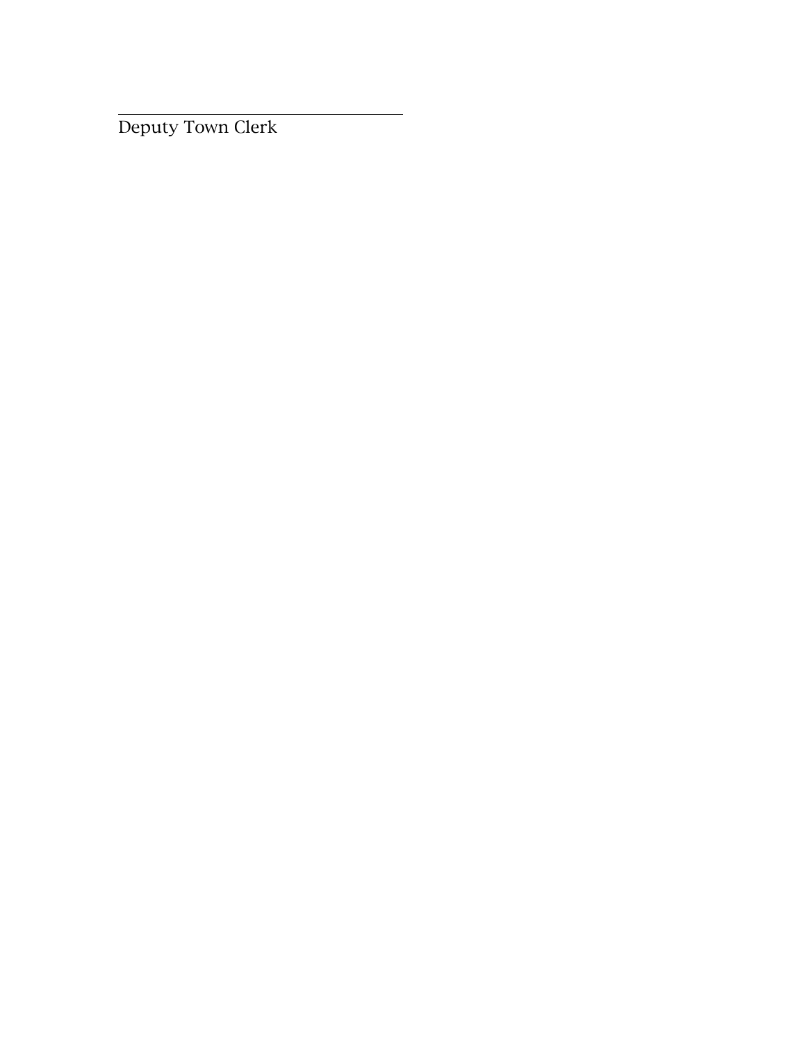\_\_\_\_\_\_\_\_\_\_\_\_\_\_\_\_\_\_\_\_\_\_\_\_\_\_\_\_\_\_\_\_\_\_\_\_

Deputy Town Clerk